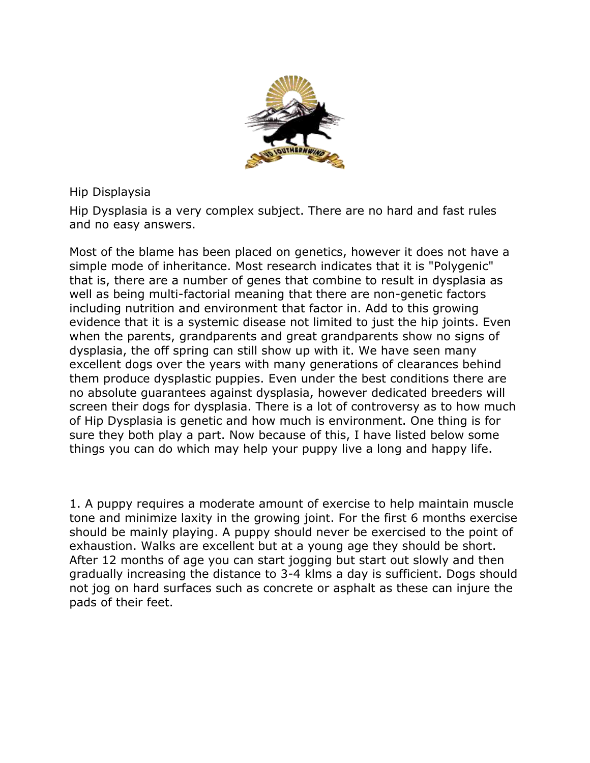# Hip Displaysia

Hip Dysplasia is a very complex subject. There are no hard and fast rules and no easy answers.

Most of the blame has been placed on genetics, however it does not have a simple mode of inheritance. Most research indicates that it is "Polygenic" that is, there are a number of genes that combine to result in dysplasia as well as being multi-factorial meaning that there are non-genetic factors including nutrition and environment that factor in. Add to this growing evidence that it is a systemic disease not limited to just the hip joints. Even when the parents, grandparents and great grandparents show no signs of dysplasia, the off spring can still show up with it. We have seen many excellent dogs over the years with many generations of clearances behind them produce dysplastic puppies. Even under the best conditions there are no absolute guarantees against dysplasia, however dedicated breeders will screen their dogs for dysplasia. There is a lot of controversy as to how much of Hip Dysplasia is genetic and how much is environment. One thing is for sure they both play a part. Now because of this, I have listed below some things you can do which may help your puppy live a long and happy life.

1. A puppy requires a moderate amount of exercise to help maintain muscle tone and minimize laxity in the growing joint. For the first 6 months exercise should be mainly playing. A puppy should never be exercised to the point of exhaustion. Walks are excellent but at a young age they should be short. After 12 months of age you can start jogging but start out slowly and then gradually increasing the distance to 3-4 klms a day is sufficient. Dogs should not jog on hard surfaces such as concrete or asphalt as these can injure the pads of their feet.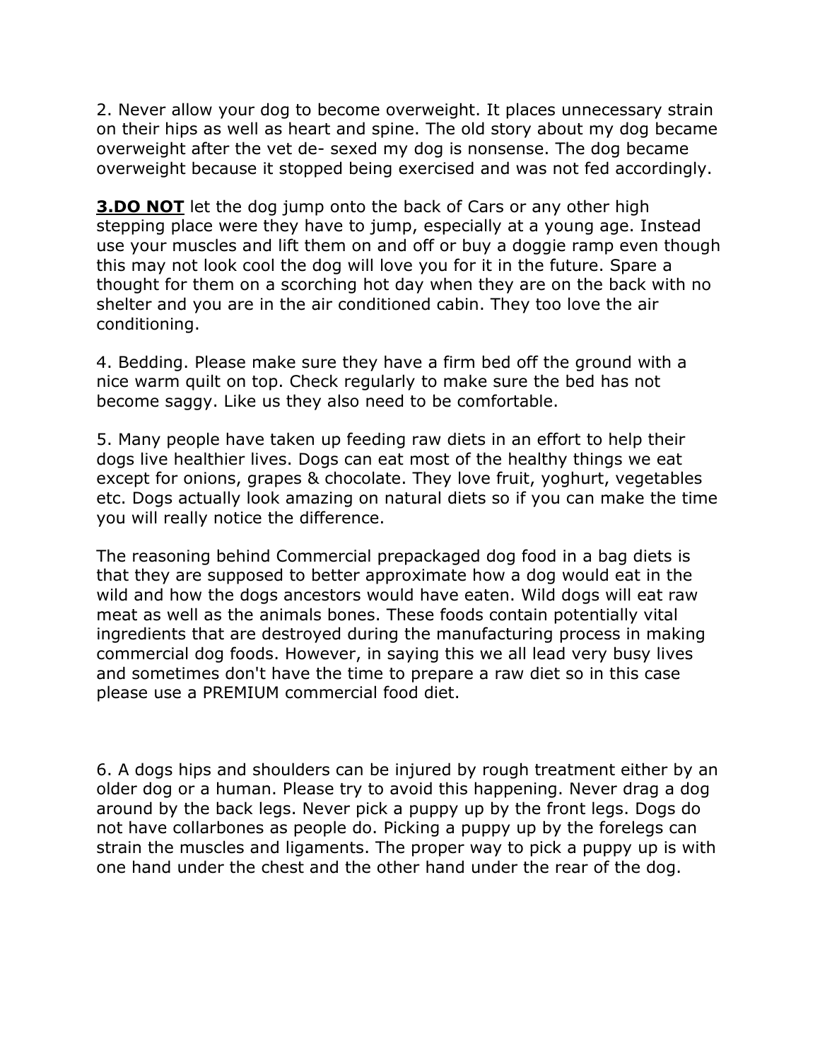2. Never allow your dog to become overweight. It places unnecessary strain on their hips as well as heart and spine. The old story about my dog became overweight after the vet de- sexed my dog is nonsense. The dog became overweight because it stopped being exercised and was not fed accordingly.

**3.DO NOT** let the dog jump onto the back of Cars or any other high stepping place were they have to jump, especially at a young age. Instead use your muscles and lift them on and off or buy a doggie ramp even though this may not look cool the dog will love you for it in the future. Spare a thought for them on a scorching hot day when they are on the back with no shelter and you are in the air conditioned cabin. They too love the air conditioning.

4. Bedding. Please make sure they have a firm bed off the ground with a nice warm quilt on top. Check regularly to make sure the bed has not become saggy. Like us they also need to be comfortable.

5. Many people have taken up feeding raw diets in an effort to help their dogs live healthier lives. Dogs can eat most of the healthy things we eat except for onions, grapes & chocolate. They love fruit, yoghurt, vegetables etc. Dogs actually look amazing on natural diets so if you can make the time you will really notice the difference.

The reasoning behind Commercial prepackaged dog food in a bag diets is that they are supposed to better approximate how a dog would eat in the wild and how the dogs ancestors would have eaten. Wild dogs will eat raw meat as well as the animals bones. These foods contain potentially vital ingredients that are destroyed during the manufacturing process in making commercial dog foods. However, in saying this we all lead very busy lives and sometimes don't have the time to prepare a raw diet so in this case please use a PREMIUM commercial food diet.

6. A dogs hips and shoulders can be injured by rough treatment either by an older dog or a human. Please try to avoid this happening. Never drag a dog around by the back legs. Never pick a puppy up by the front legs. Dogs do not have collarbones as people do. Picking a puppy up by the forelegs can strain the muscles and ligaments. The proper way to pick a puppy up is with one hand under the chest and the other hand under the rear of the dog.